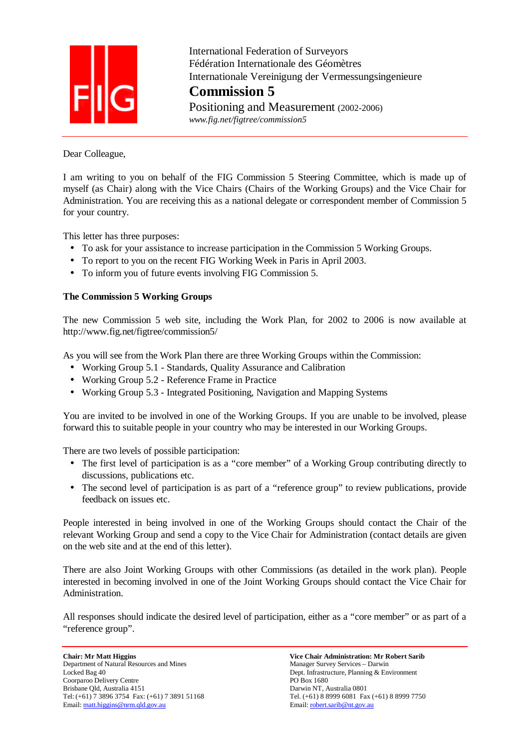International Federation of Surveyors
Fédération Internationale des Géomètres
Internationale Vereinigung der Vermessungsingenieure

**Commission 5**

Positioning and Measurement (2002-2006)

*www.fig.net/figtree/commission5*

---

Dear Colleague,

I am writing to you on behalf of the FIG Commission 5 Steering Committee, which is made up of myself (as Chair) along with the Vice Chairs (Chairs of the Working Groups) and the Vice Chair for Administration. You are receiving this as a national delegate or correspondent member of Commission 5 for your country.

This letter has three purposes:

- To ask for your assistance to increase participation in the Commission 5 Working Groups.
- To report to you on the recent FIG Working Week in Paris in April 2003.
- To inform you of future events involving FIG Commission 5.

**The Commission 5 Working Groups**

The new Commission 5 web site, including the Work Plan, for 2002 to 2006 is now available at http://www.fig.net/figtree/commission5/

As you will see from the Work Plan there are three Working Groups within the Commission:

- Working Group 5.1 - Standards, Quality Assurance and Calibration
- Working Group 5.2 - Reference Frame in Practice
- Working Group 5.3 - Integrated Positioning, Navigation and Mapping Systems

You are invited to be involved in one of the Working Groups. If you are unable to be involved, please forward this to suitable people in your country who may be interested in our Working Groups.

There are two levels of possible participation:

- The first level of participation is as a "core member" of a Working Group contributing directly to discussions, publications etc.
- The second level of participation is as part of a "reference group" to review publications, provide feedback on issues etc.

People interested in being involved in one of the Working Groups should contact the Chair of the relevant Working Group and send a copy to the Vice Chair for Administration (contact details are given on the web site and at the end of this letter).

There are also Joint Working Groups with other Commissions (as detailed in the work plan). People interested in becoming involved in one of the Joint Working Groups should contact the Vice Chair for Administration.

All responses should indicate the desired level of participation, either as a "core member" or as part of a "reference group".

---

**Chair: Mr Matt Higgins**
Department of Natural Resources and Mines
Locked Bag 40
Coorparoo Delivery Centre
Brisbane Qld, Australia 4151
Tel: (+61) 7 3896 3754 Fax: (+61) 7 3891 51168
Email: matt.higgins@nrm.qld.gov.au

**Vice Chair Administration: Mr Robert Sarib**
Manager Survey Services – Darwin
Dept. Infrastructure, Planning & Environment
PO Box 1680
Darwin NT, Australia 0801
Tel. (+61) 8 8999 6081 Fax (+61) 8 8999 7750
Email: robert.sarib@nt.gov.au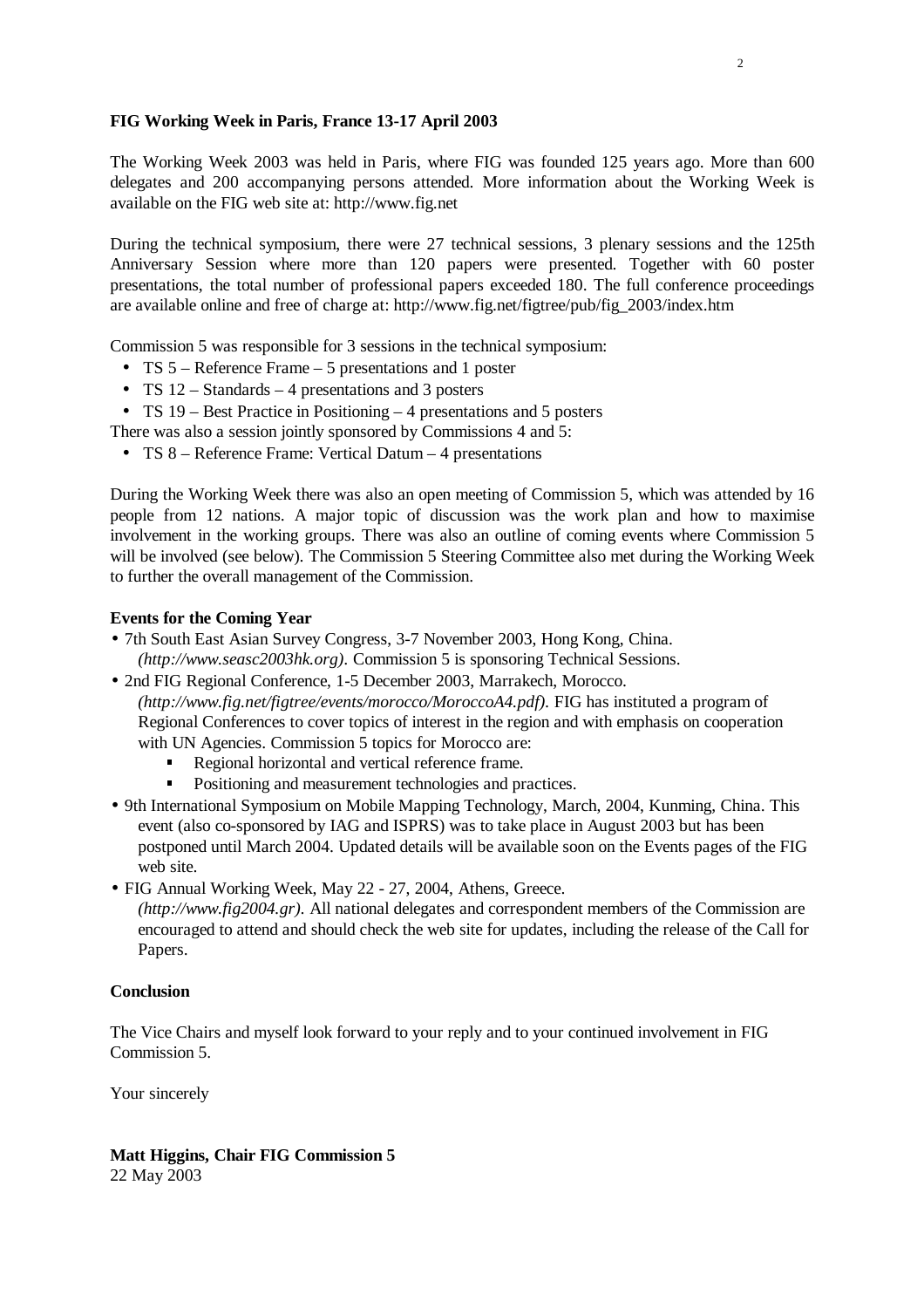**FIG Working Week in Paris, France 13-17 April 2003**

The Working Week 2003 was held in Paris, where FIG was founded 125 years ago. More than 600 delegates and 200 accompanying persons attended. More information about the Working Week is available on the FIG web site at: http://www.fig.net

During the technical symposium, there were 27 technical sessions, 3 plenary sessions and the 125th Anniversary Session where more than 120 papers were presented. Together with 60 poster presentations, the total number of professional papers exceeded 180. The full conference proceedings are available online and free of charge at: http://www.fig.net/figtree/pub/fig_2003/index.htm

Commission 5 was responsible for 3 sessions in the technical symposium:

- TS 5 – Reference Frame – 5 presentations and 1 poster
- TS 12 – Standards – 4 presentations and 3 posters
- TS 19 – Best Practice in Positioning – 4 presentations and 5 posters

There was also a session jointly sponsored by Commissions 4 and 5:

- TS 8 – Reference Frame: Vertical Datum – 4 presentations

During the Working Week there was also an open meeting of Commission 5, which was attended by 16 people from 12 nations. A major topic of discussion was the work plan and how to maximise involvement in the working groups. There was also an outline of coming events where Commission 5 will be involved (see below). The Commission 5 Steering Committee also met during the Working Week to further the overall management of the Commission.

**Events for the Coming Year**

- 7th South East Asian Survey Congress, 3-7 November 2003, Hong Kong, China. *(http://www.seasc2003hk.org)*. Commission 5 is sponsoring Technical Sessions.
- 2nd FIG Regional Conference, 1-5 December 2003, Marrakech, Morocco. *(http://www.fig.net/figtree/events/morocco/MoroccoA4.pdf)*. FIG has instituted a program of Regional Conferences to cover topics of interest in the region and with emphasis on cooperation with UN Agencies. Commission 5 topics for Morocco are:
    - Regional horizontal and vertical reference frame.
    - Positioning and measurement technologies and practices.
- 9th International Symposium on Mobile Mapping Technology, March, 2004, Kunming, China. This event (also co-sponsored by IAG and ISPRS) was to take place in August 2003 but has been postponed until March 2004. Updated details will be available soon on the Events pages of the FIG web site.
- FIG Annual Working Week, May 22 - 27, 2004, Athens, Greece. *(http://www.fig2004.gr)*. All national delegates and correspondent members of the Commission are encouraged to attend and should check the web site for updates, including the release of the Call for Papers.

**Conclusion**

The Vice Chairs and myself look forward to your reply and to your continued involvement in FIG Commission 5.

Your sincerely

**Matt Higgins, Chair FIG Commission 5**
22 May 2003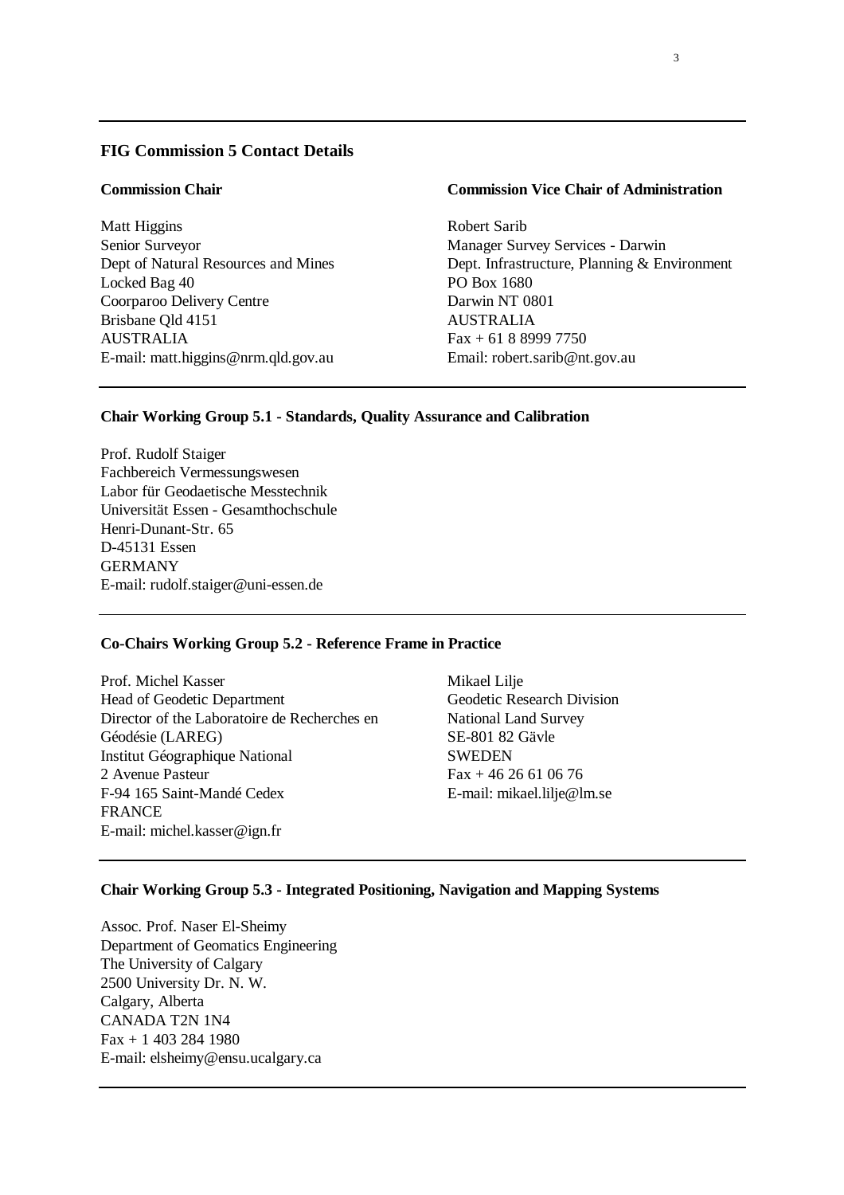## FIG Commission 5 Contact Details

**Commission Chair**

Matt Higgins
Senior Surveyor
Dept of Natural Resources and Mines
Locked Bag 40
Coorparoo Delivery Centre
Brisbane Qld 4151
AUSTRALIA
E-mail: matt.higgins@nrm.qld.gov.au

**Commission Vice Chair of Administration**

Robert Sarib
Manager Survey Services - Darwin
Dept. Infrastructure, Planning & Environment
PO Box 1680
Darwin NT 0801
AUSTRALIA
Fax + 61 8 8999 7750
Email: robert.sarib@nt.gov.au

---

**Chair Working Group 5.1 - Standards, Quality Assurance and Calibration**

Prof. Rudolf Staiger
Fachbereich Vermessungswesen
Labor für Geodaetische Messtechnik
Universität Essen - Gesamthochschule
Henri-Dunant-Str. 65
D-45131 Essen
GERMANY
E-mail: rudolf.staiger@uni-essen.de

---

**Co-Chairs Working Group 5.2 - Reference Frame in Practice**

Prof. Michel Kasser
Head of Geodetic Department
Director of the Laboratoire de Recherches en Géodésie (LAREG)
Institut Géographique National
2 Avenue Pasteur
F-94 165 Saint-Mandé Cedex
FRANCE
E-mail: michel.kasser@ign.fr

Mikael Lilje
Geodetic Research Division
National Land Survey
SE-801 82 Gävle
SWEDEN
Fax + 46 26 61 06 76
E-mail: mikael.lilje@lm.se

---

**Chair Working Group 5.3 - Integrated Positioning, Navigation and Mapping Systems**

Assoc. Prof. Naser El-Sheimy
Department of Geomatics Engineering
The University of Calgary
2500 University Dr. N. W.
Calgary, Alberta
CANADA T2N 1N4
Fax + 1 403 284 1980
E-mail: elsheimy@ensu.ucalgary.ca